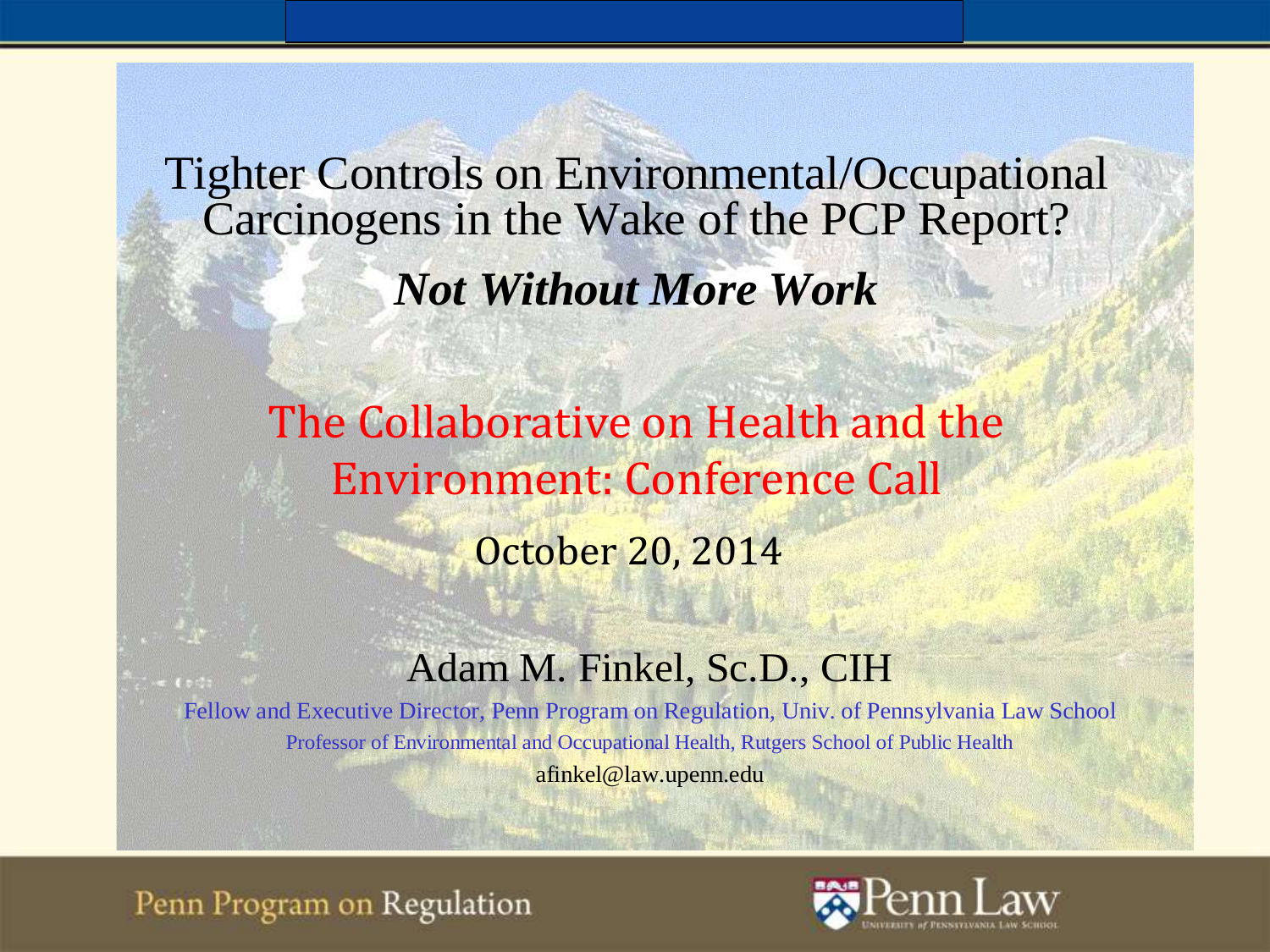# Tighter Controls on Environmental/Occupational Carcinogens in the Wake of the PCP Report?

## *Not Without More Work*

## The Collaborative on Health and the Environment: Conference Call

October 20, 2014

Adam M. Finkel, Sc.D., CIH

Fellow and Executive Director, Penn Program on Regulation, Univ. of Pennsylvania Law School

Professor of Environmental and Occupational Health, Rutgers School of Public Health

afinkel@law.upenn.edu

Penn Program on Regulation

Penn Law — University of Pennsylvania Law School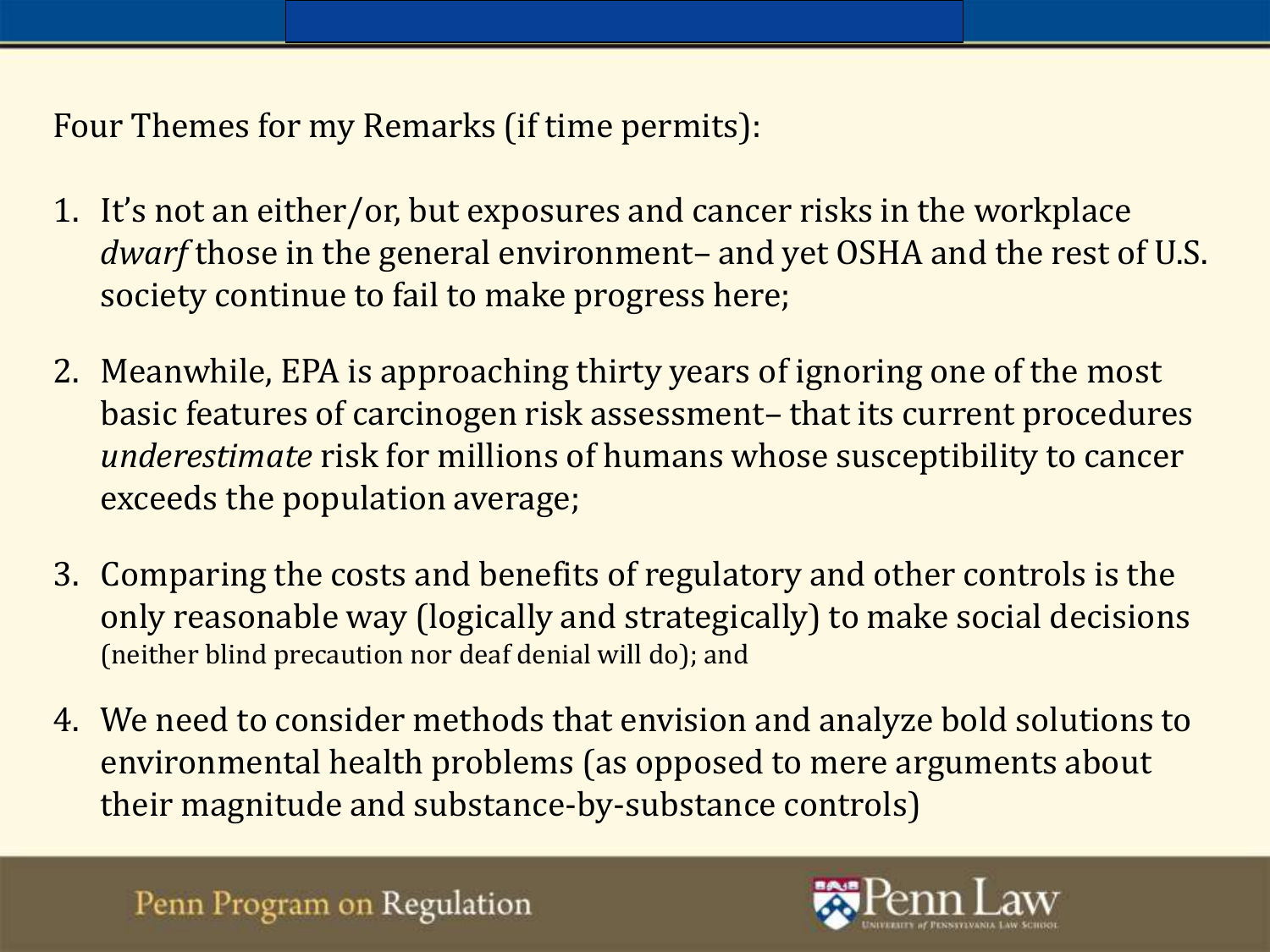Four Themes for my Remarks (if time permits):

1. It's not an either/or, but exposures and cancer risks in the workplace *dwarf* those in the general environment– and yet OSHA and the rest of U.S. society continue to fail to make progress here;

2. Meanwhile, EPA is approaching thirty years of ignoring one of the most basic features of carcinogen risk assessment– that its current procedures *underestimate* risk for millions of humans whose susceptibility to cancer exceeds the population average;

3. Comparing the costs and benefits of regulatory and other controls is the only reasonable way (logically and strategically) to make social decisions (neither blind precaution nor deaf denial will do); and

4. We need to consider methods that envision and analyze bold solutions to environmental health problems (as opposed to mere arguments about their magnitude and substance-by-substance controls)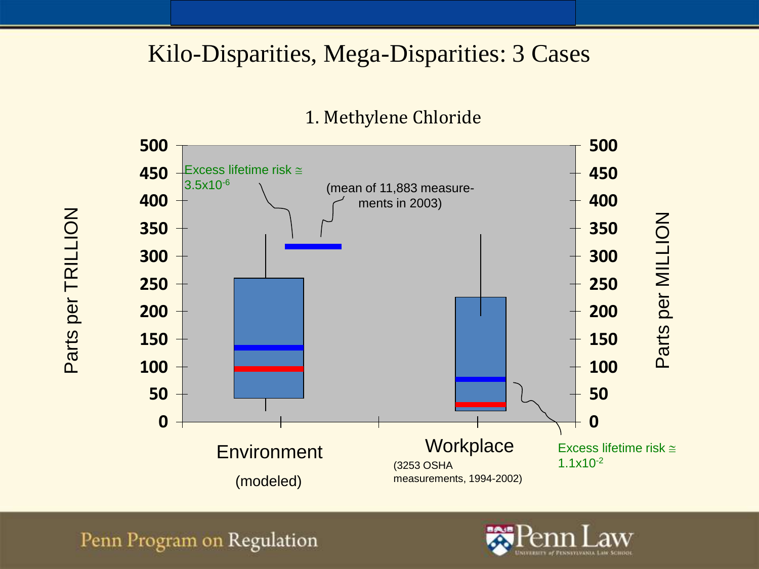# Kilo-Disparities, Mega-Disparities: 3 Cases

## 1. Methylene Chloride

Parts per TRILLION (left axis: 0, 50, 100, 150, 200, 250, 300, 350, 400, 450, 500)

Parts per MILLION (right axis: 0, 50, 100, 150, 200, 250, 300, 350, 400, 450, 500)

Excess lifetime risk ≅ $3.5 \times 10^{-6}$

(mean of 11,883 measurements in 2003)

Environment

(modeled)

Workplace

(3253 OSHA measurements, 1994-2002)

Excess lifetime risk ≅ $1.1 \times 10^{-2}$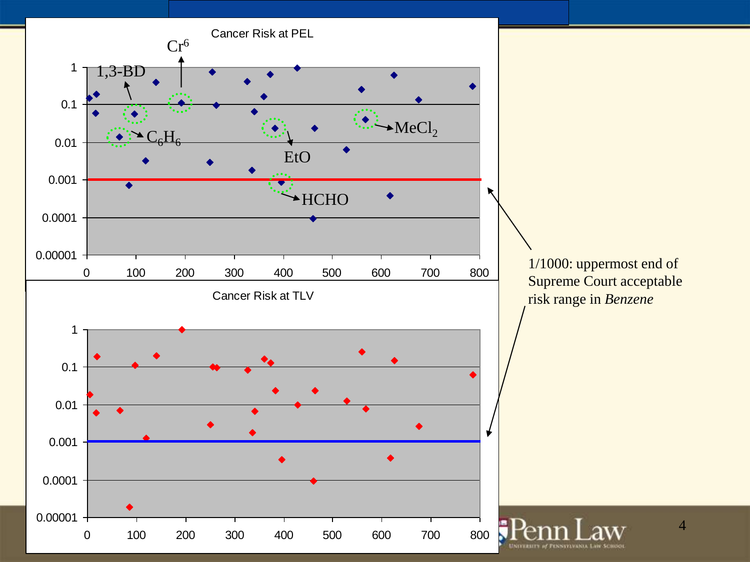## Cancer Risk at PEL

Labels: $Cr^6$, 1,3-BD, $C_6H_6$, EtO, $MeCl_2$, HCHO

Y-axis: 1, 0.1, 0.01, 0.001, 0.0001, 0.00001

X-axis: 0, 100, 200, 300, 400, 500, 600, 700, 800

## Cancer Risk at TLV

Y-axis: 1, 0.1, 0.01, 0.001, 0.0001, 0.00001

X-axis: 0, 100, 200, 300, 400, 500, 600, 700, 800

1/1000: uppermost end of Supreme Court acceptable risk range in *Benzene*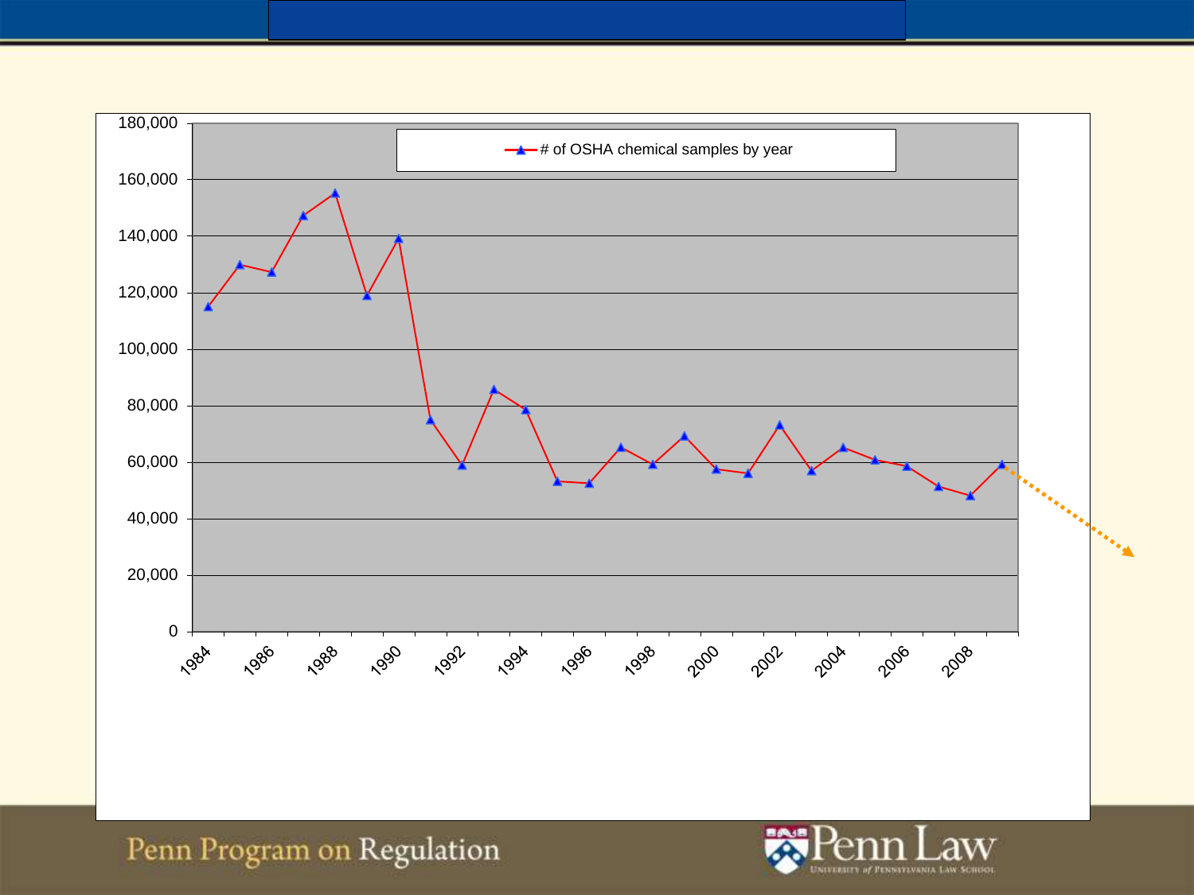# of OSHA chemical samples by year

| Year | # of OSHA chemical samples |
|---|---|
| 1984 | 115,000 |
| 1985 | 130,000 |
| 1986 | 127,000 |
| 1987 | 147,000 |
| 1988 | 155,000 |
| 1989 | 119,000 |
| 1990 | 139,000 |
| 1991 | 75,000 |
| 1992 | 59,000 |
| 1993 | 86,000 |
| 1994 | 78,000 |
| 1995 | 53,000 |
| 1996 | 52,500 |
| 1997 | 65,000 |
| 1998 | 59,000 |
| 1999 | 69,000 |
| 2000 | 57,500 |
| 2001 | 56,000 |
| 2002 | 73,000 |
| 2003 | 57,000 |
| 2004 | 65,000 |
| 2005 | 61,000 |
| 2006 | 58,500 |
| 2007 | 51,500 |
| 2008 | 48,000 |
| 2009 | 59,000 |

*Values are approximate readings from a line chart.*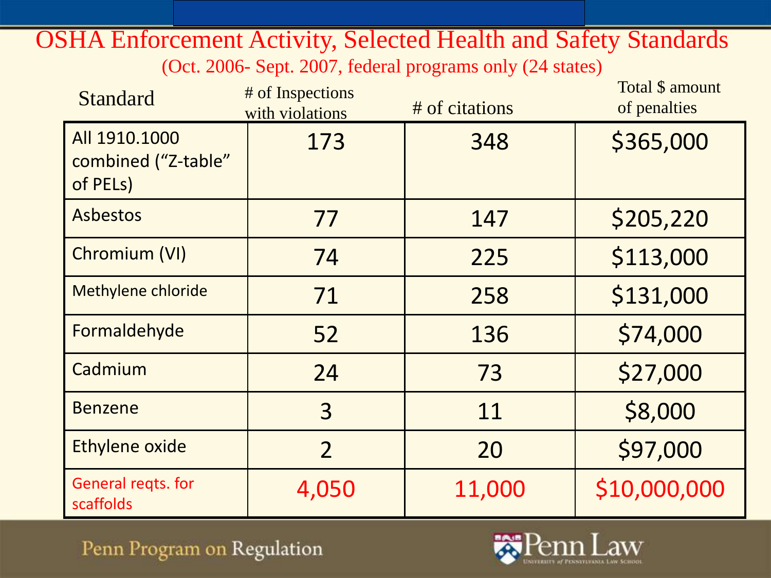# OSHA Enforcement Activity, Selected Health and Safety Standards

(Oct. 2006- Sept. 2007, federal programs only (24 states)

| Standard | # of Inspections with violations | # of citations | Total $ amount of penalties |
|---|---|---|---|
| All 1910.1000 combined ("Z-table" of PELs) | 173 | 348 | $365,000 |
| Asbestos | 77 | 147 | $205,220 |
| Chromium (VI) | 74 | 225 | $113,000 |
| Methylene chloride | 71 | 258 | $131,000 |
| Formaldehyde | 52 | 136 | $74,000 |
| Cadmium | 24 | 73 | $27,000 |
| Benzene | 3 | 11 | $8,000 |
| Ethylene oxide | 2 | 20 | $97,000 |
| General reqts. for scaffolds | 4,050 | 11,000 | $10,000,000 |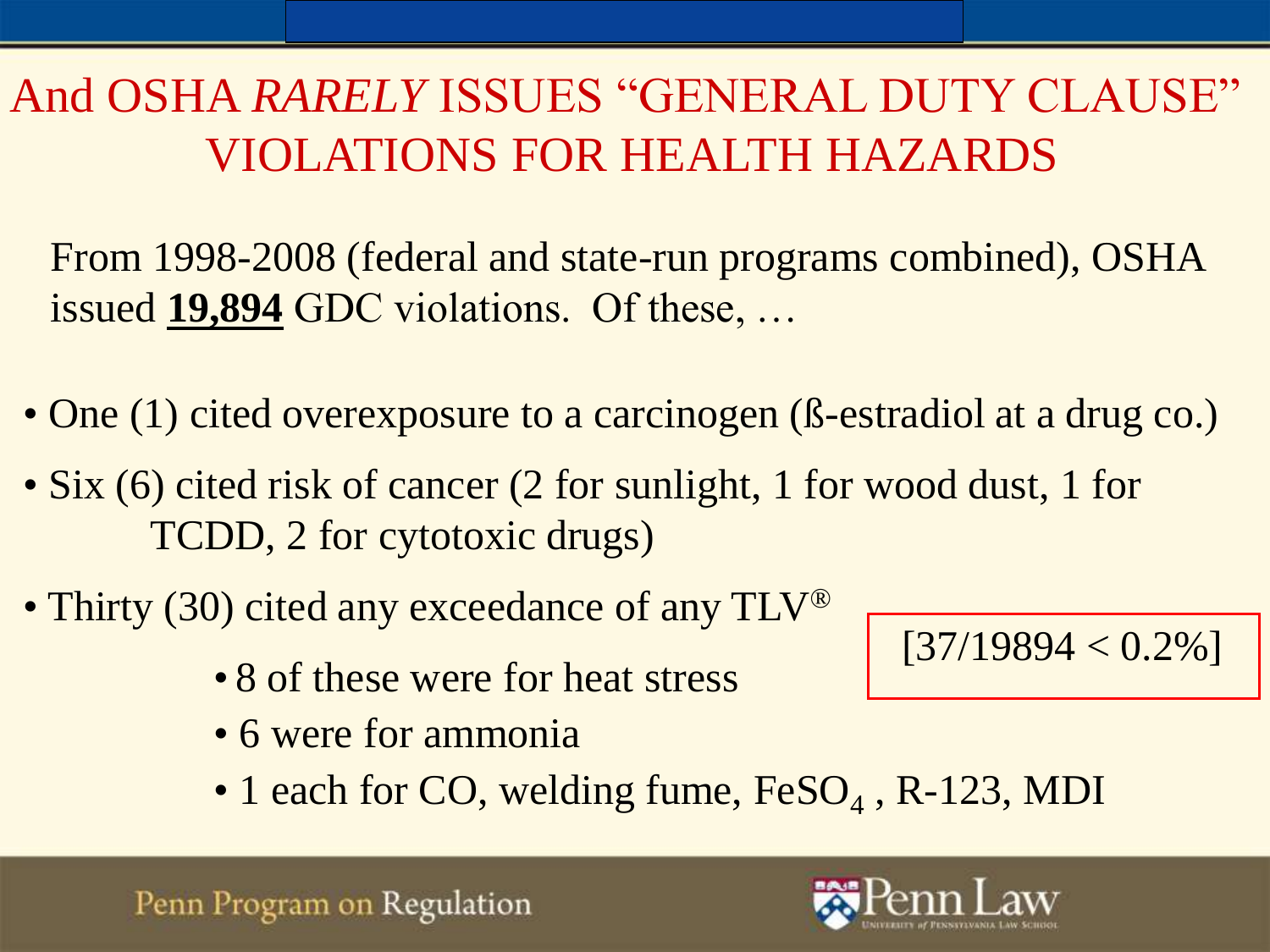# And OSHA *RARELY* ISSUES "GENERAL DUTY CLAUSE" VIOLATIONS FOR HEALTH HAZARDS

From 1998-2008 (federal and state-run programs combined), OSHA issued **19,894** GDC violations. Of these, …

- One (1) cited overexposure to a carcinogen (ß-estradiol at a drug co.)
- Six (6) cited risk of cancer (2 for sunlight, 1 for wood dust, 1 for TCDD, 2 for cytotoxic drugs)
- Thirty (30) cited any exceedance of any TLV®
  - 8 of these were for heat stress
  - 6 were for ammonia
  - 1 each for CO, welding fume, $FeSO_4$ , R-123, MDI

[37/19894 < 0.2%]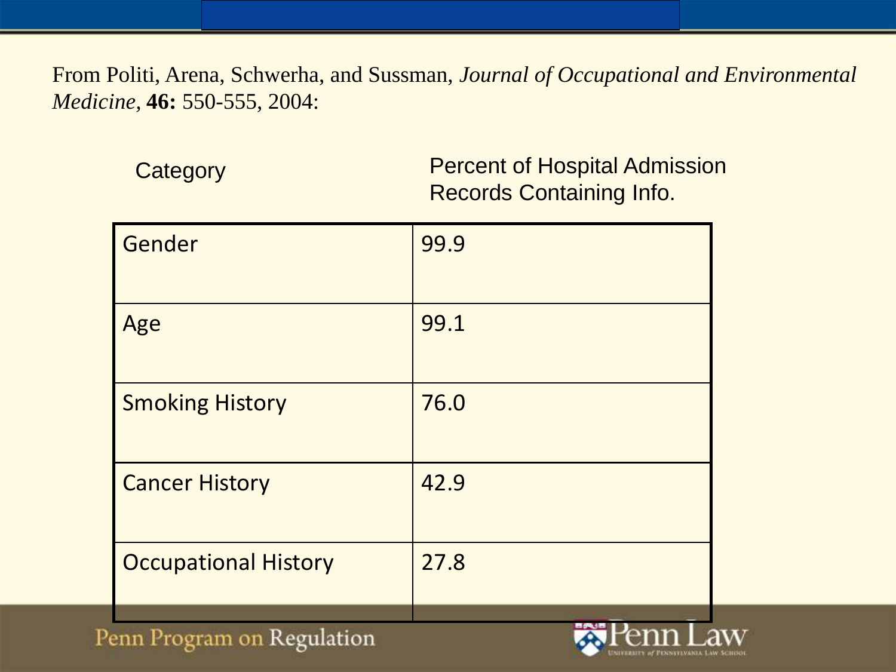From Politi, Arena, Schwerha, and Sussman, *Journal of Occupational and Environmental Medicine,* **46:** 550-555, 2004:

| Category | Percent of Hospital Admission Records Containing Info. |
|---|---|
| Gender | 99.9 |
| Age | 99.1 |
| Smoking History | 76.0 |
| Cancer History | 42.9 |
| Occupational History | 27.8 |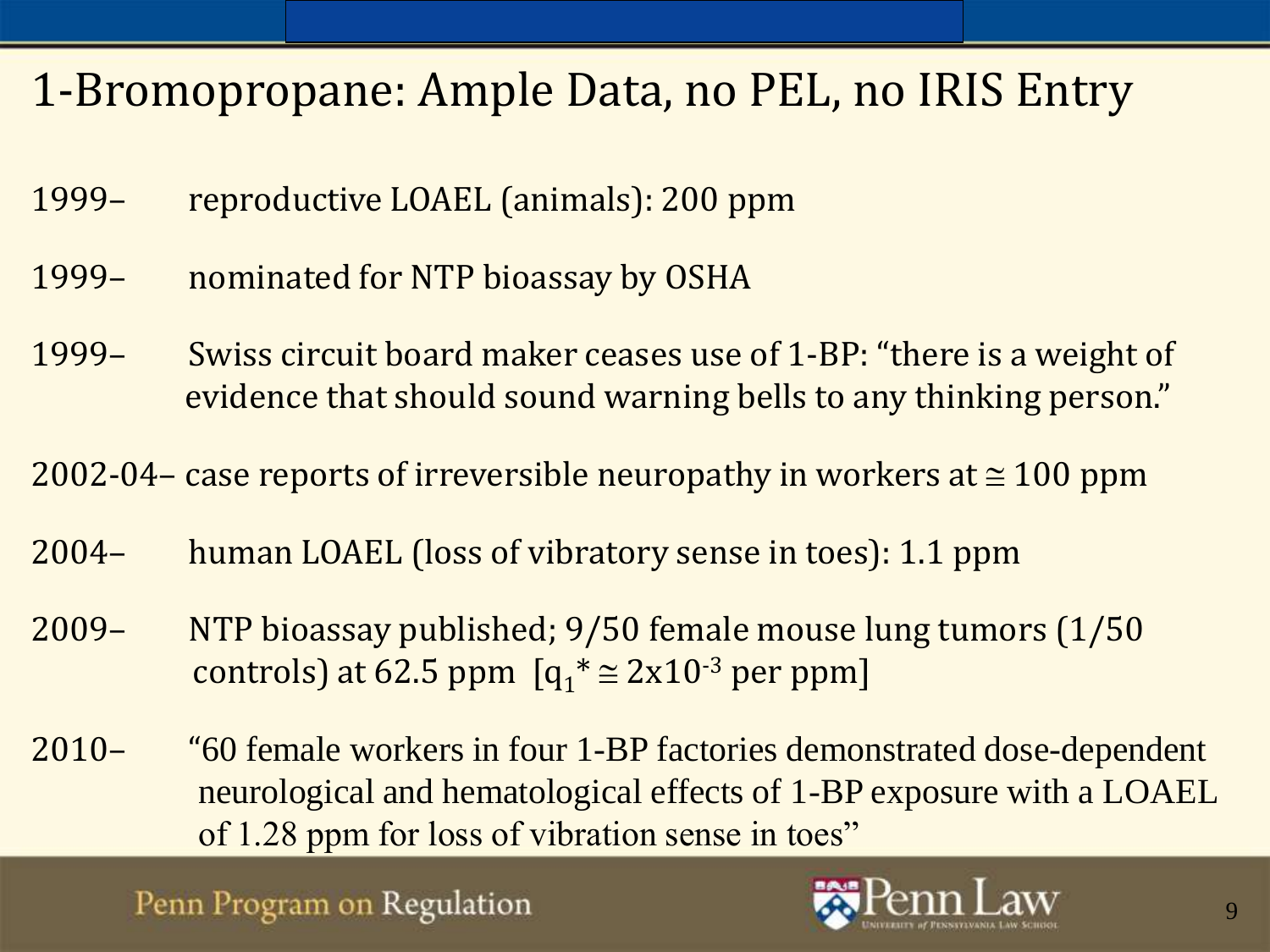# 1-Bromopropane: Ample Data, no PEL, no IRIS Entry

1999– reproductive LOAEL (animals): 200 ppm

1999– nominated for NTP bioassay by OSHA

1999– Swiss circuit board maker ceases use of 1-BP: "there is a weight of evidence that should sound warning bells to any thinking person."

2002-04– case reports of irreversible neuropathy in workers at $\cong$ 100 ppm

2004– human LOAEL (loss of vibratory sense in toes): 1.1 ppm

2009– NTP bioassay published; 9/50 female mouse lung tumors (1/50 controls) at 62.5 ppm [$q_1^* \cong 2 \times 10^{-3}$ per ppm]

2010– "60 female workers in four 1-BP factories demonstrated dose-dependent neurological and hematological effects of 1-BP exposure with a LOAEL of 1.28 ppm for loss of vibration sense in toes"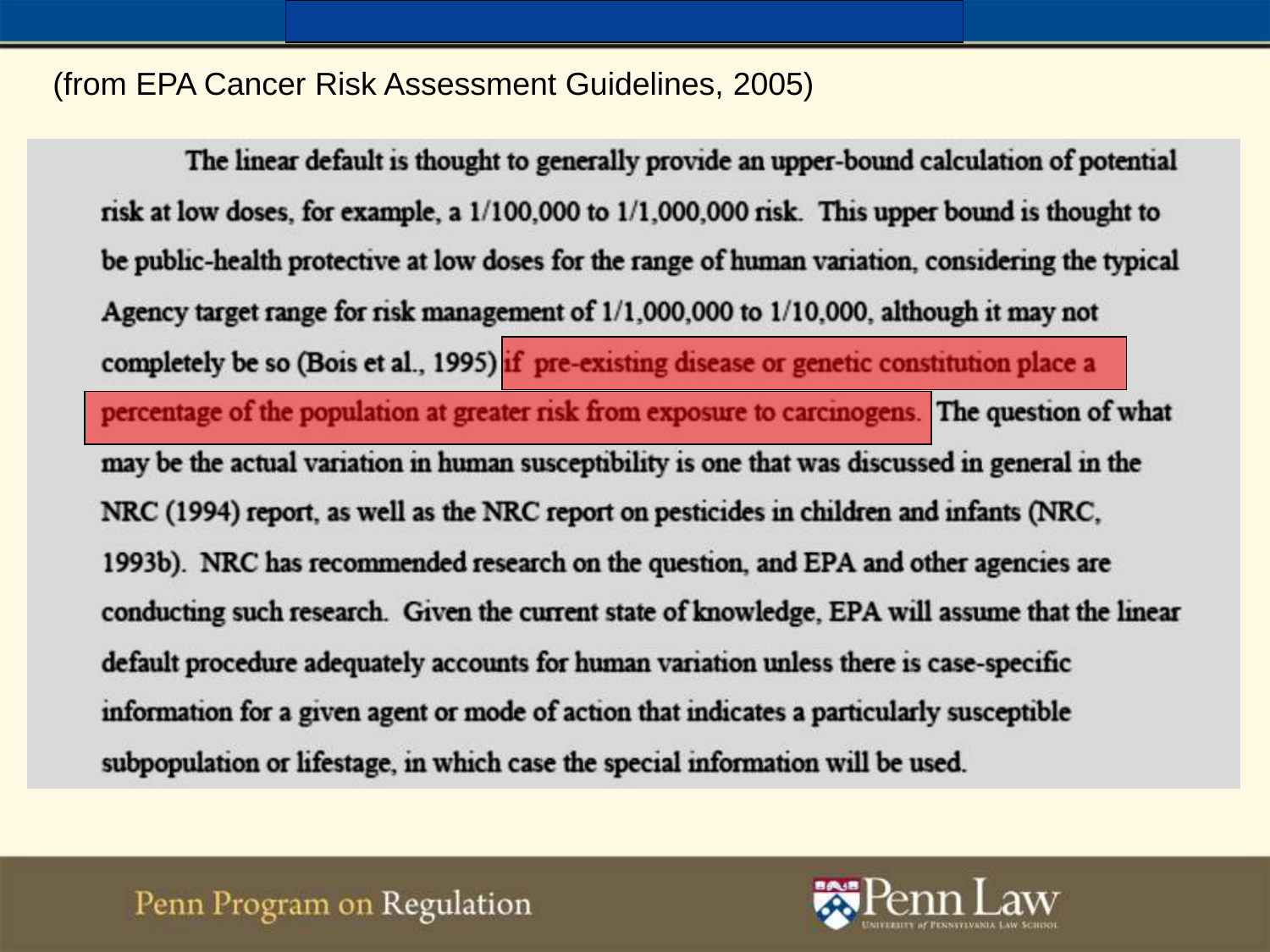(from EPA Cancer Risk Assessment Guidelines, 2005)

The linear default is thought to generally provide an upper-bound calculation of potential risk at low doses, for example, a 1/100,000 to 1/1,000,000 risk. This upper bound is thought to be public-health protective at low doses for the range of human variation, considering the typical Agency target range for risk management of 1/1,000,000 to 1/10,000, although it may not completely be so (Bois et al., 1995) if pre-existing disease or genetic constitution place a percentage of the population at greater risk from exposure to carcinogens. The question of what may be the actual variation in human susceptibility is one that was discussed in general in the NRC (1994) report, as well as the NRC report on pesticides in children and infants (NRC, 1993b). NRC has recommended research on the question, and EPA and other agencies are conducting such research. Given the current state of knowledge, EPA will assume that the linear default procedure adequately accounts for human variation unless there is case-specific information for a given agent or mode of action that indicates a particularly susceptible subpopulation or lifestage, in which case the special information will be used.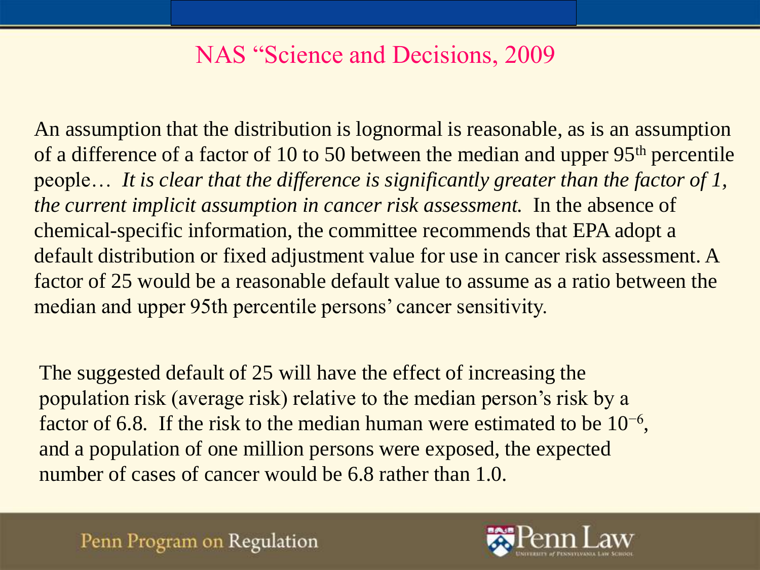## NAS "Science and Decisions, 2009

An assumption that the distribution is lognormal is reasonable, as is an assumption of a difference of a factor of 10 to 50 between the median and upper 95th percentile people… *It is clear that the difference is significantly greater than the factor of 1, the current implicit assumption in cancer risk assessment.* In the absence of chemical-specific information, the committee recommends that EPA adopt a default distribution or fixed adjustment value for use in cancer risk assessment. A factor of 25 would be a reasonable default value to assume as a ratio between the median and upper 95th percentile persons' cancer sensitivity.

The suggested default of 25 will have the effect of increasing the population risk (average risk) relative to the median person's risk by a factor of 6.8. If the risk to the median human were estimated to be $10^{-6}$, and a population of one million persons were exposed, the expected number of cases of cancer would be 6.8 rather than 1.0.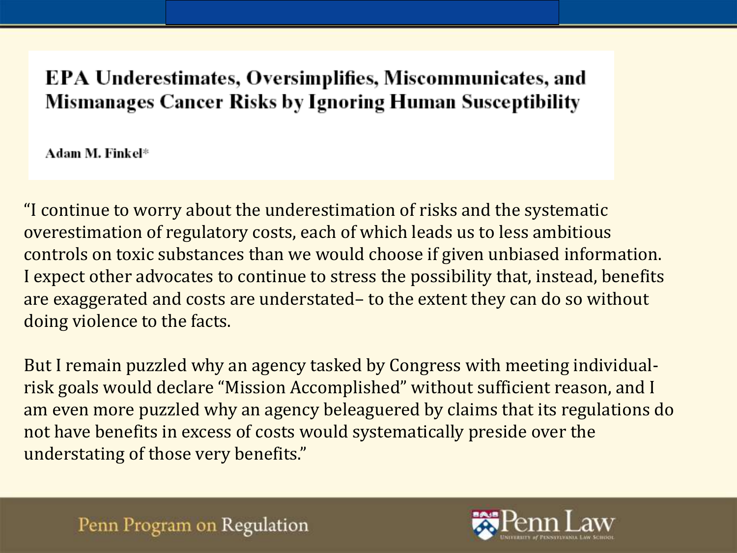**EPA Underestimates, Oversimplifies, Miscommunicates, and Mismanages Cancer Risks by Ignoring Human Susceptibility**

Adam M. Finkel*

“I continue to worry about the underestimation of risks and the systematic overestimation of regulatory costs, each of which leads us to less ambitious controls on toxic substances than we would choose if given unbiased information. I expect other advocates to continue to stress the possibility that, instead, benefits are exaggerated and costs are understated– to the extent they can do so without doing violence to the facts.

But I remain puzzled why an agency tasked by Congress with meeting individual-risk goals would declare “Mission Accomplished” without sufficient reason, and I am even more puzzled why an agency beleaguered by claims that its regulations do not have benefits in excess of costs would systematically preside over the understating of those very benefits.”

Penn Program on Regulation

Penn Law
UNIVERSITY *of* PENNSYLVANIA LAW SCHOOL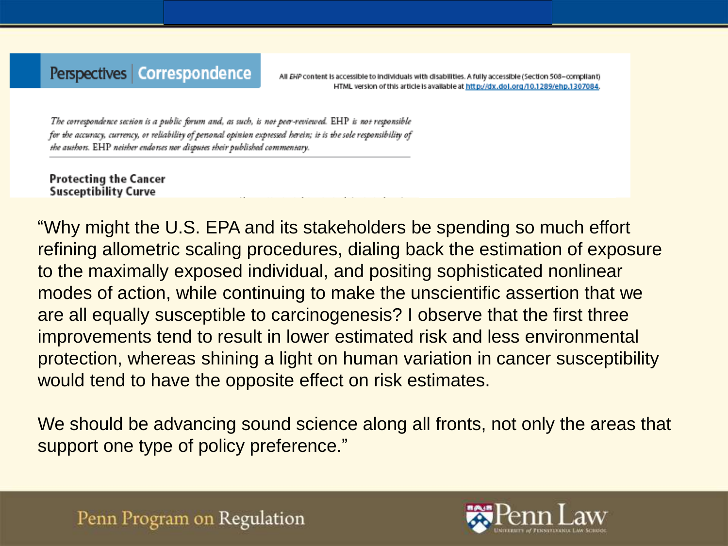Perspectives | Correspondence

All *EHP* content is accessible to individuals with disabilities. A fully accessible (Section 508–compliant) HTML version of this article is available at http://dx.doi.org/10.1289/ehp.1307084.

*The correspondence section is a public forum and, as such, is not peer-reviewed.* EHP *is not responsible for the accuracy, currency, or reliability of personal opinion expressed herein; it is the sole responsibility of the authors.* EHP *neither endorses nor disputes their published commentary.*

**Protecting the Cancer Susceptibility Curve**

"Why might the U.S. EPA and its stakeholders be spending so much effort refining allometric scaling procedures, dialing back the estimation of exposure to the maximally exposed individual, and positing sophisticated nonlinear modes of action, while continuing to make the unscientific assertion that we are all equally susceptible to carcinogenesis? I observe that the first three improvements tend to result in lower estimated risk and less environmental protection, whereas shining a light on human variation in cancer susceptibility would tend to have the opposite effect on risk estimates.

We should be advancing sound science along all fronts, not only the areas that support one type of policy preference."

Penn Program on Regulation

Penn Law University of Pennsylvania Law School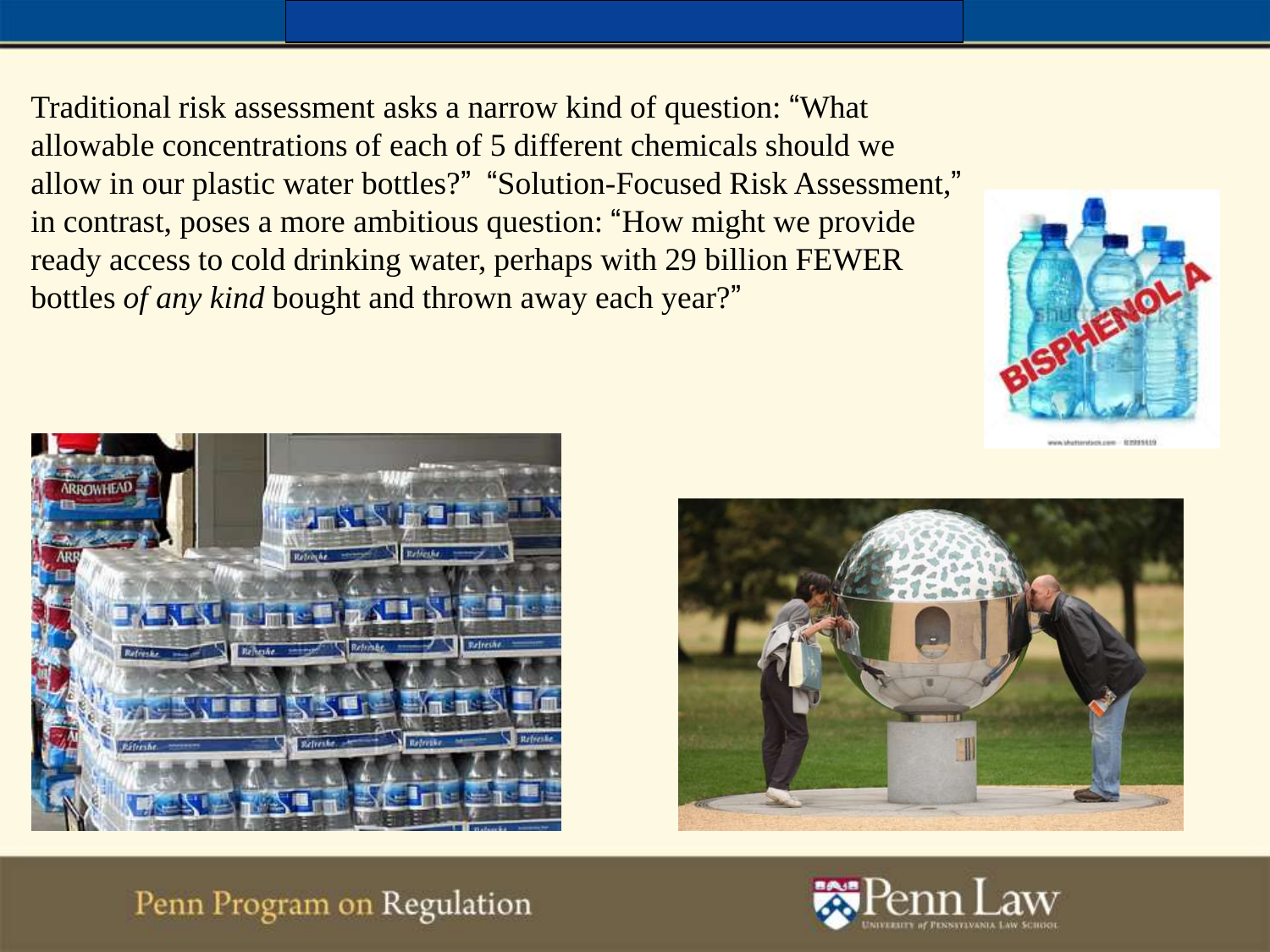Traditional risk assessment asks a narrow kind of question: "What allowable concentrations of each of 5 different chemicals should we allow in our plastic water bottles?" "Solution-Focused Risk Assessment," in contrast, poses a more ambitious question: "How might we provide ready access to cold drinking water, perhaps with 29 billion FEWER bottles *of any kind* bought and thrown away each year?"